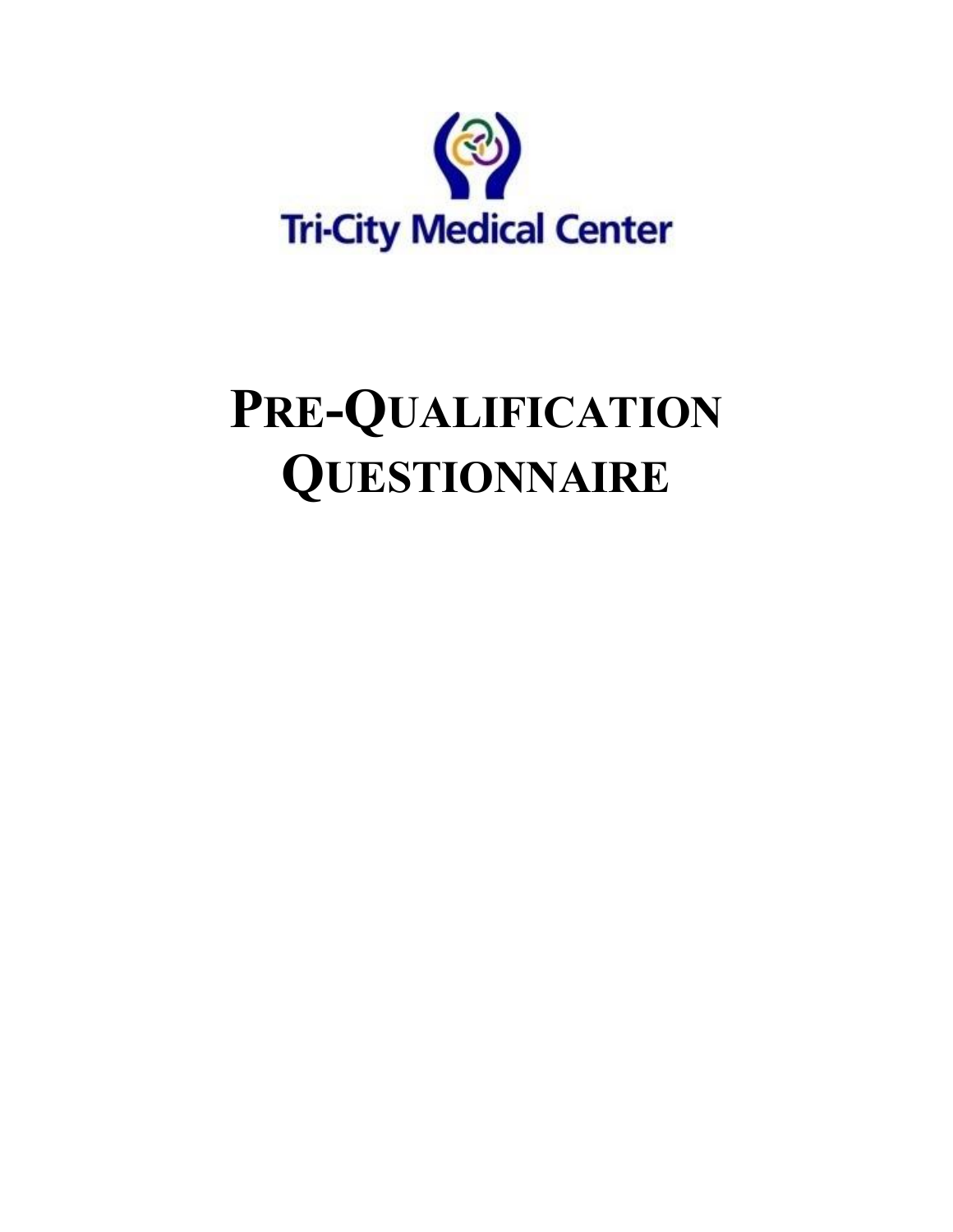Tri-City Medical Center

# PRE-QUALIFICATION QUESTIONNAIRE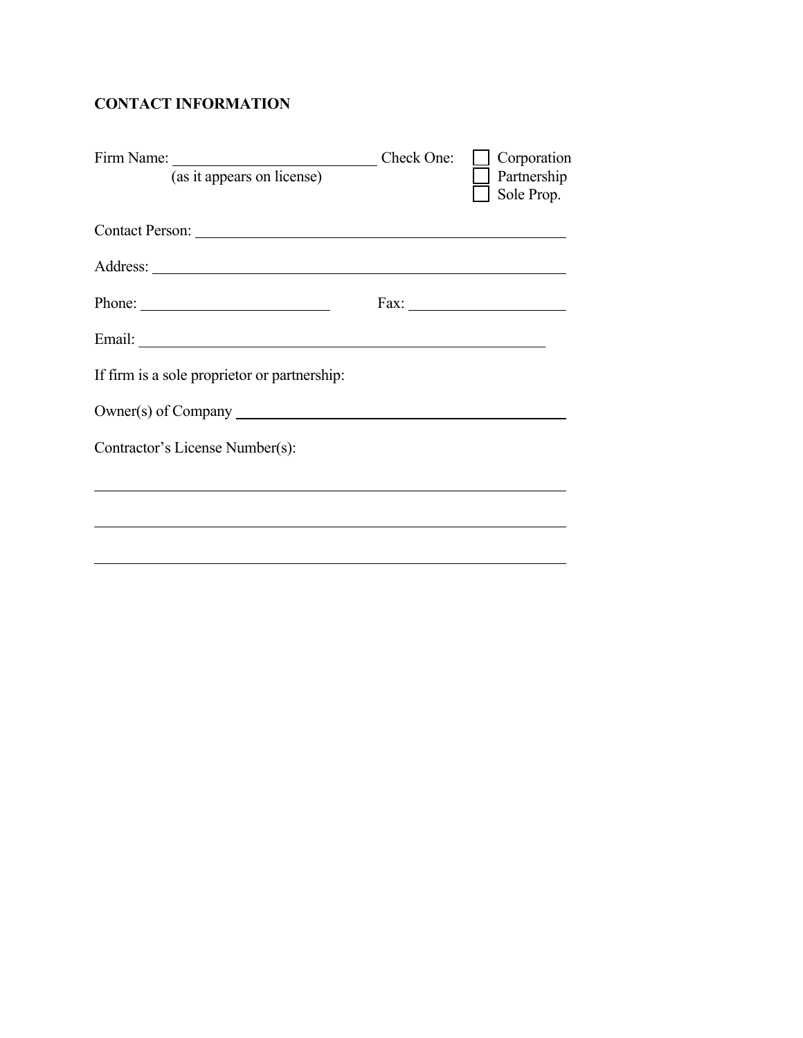## CONTACT INFORMATION

Firm Name: ______________________________ Check One: ☐ Corporation
(as it appears on license) ☐ Partnership
☐ Sole Prop.

Contact Person: ______________________________________________________

Address: ____________________________________________________________

Phone: ____________________________ Fax: _________________________

Email: ______________________________________________________________

If firm is a sole proprietor or partnership:

Owner(s) of Company __________________________________________________

Contractor's License Number(s):

_____________________________________________________________________

_____________________________________________________________________

_____________________________________________________________________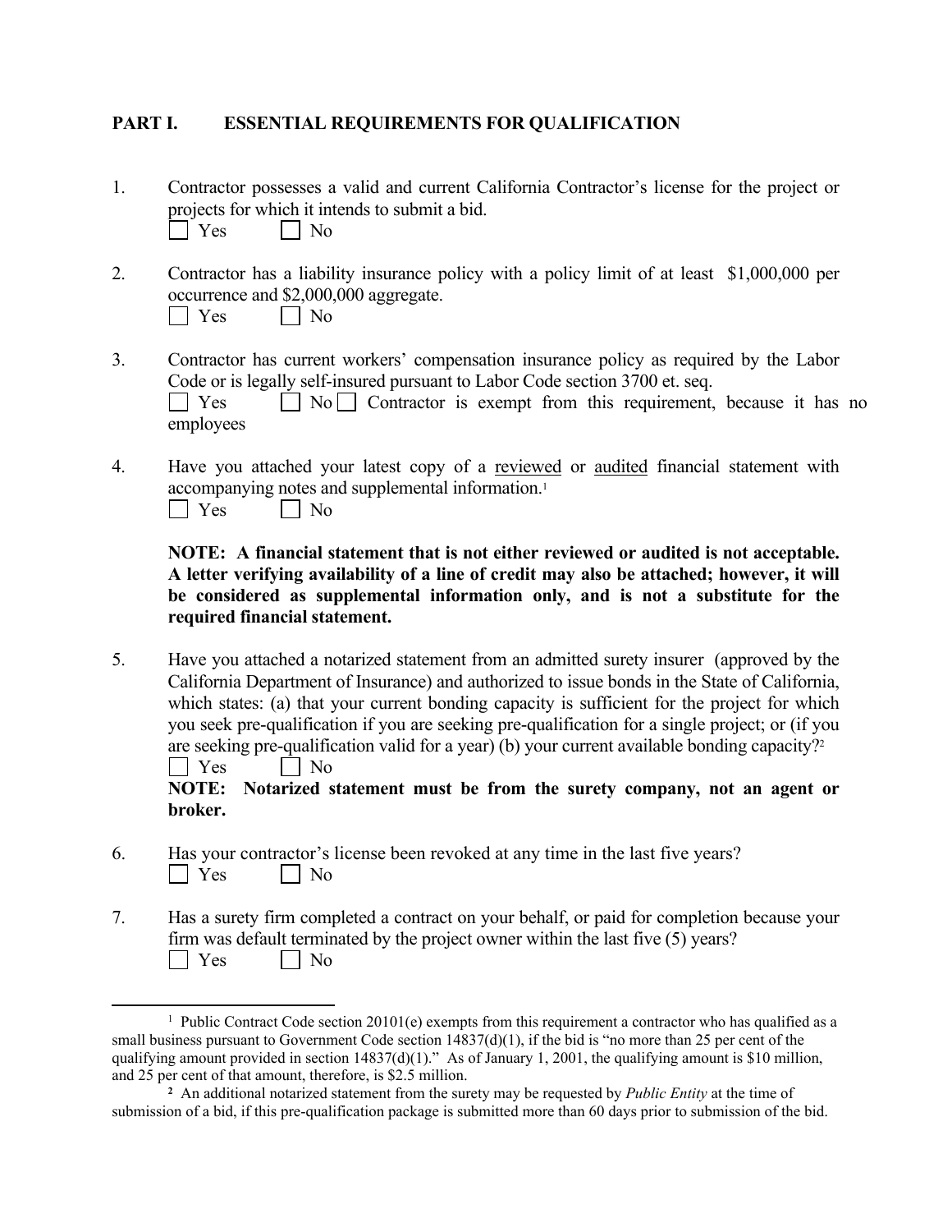## PART I. ESSENTIAL REQUIREMENTS FOR QUALIFICATION

1. Contractor possesses a valid and current California Contractor's license for the project or projects for which it intends to submit a bid.
   ☐ Yes ☐ No

2. Contractor has a liability insurance policy with a policy limit of at least $1,000,000 per occurrence and $2,000,000 aggregate.
   ☐ Yes ☐ No

3. Contractor has current workers' compensation insurance policy as required by the Labor Code or is legally self-insured pursuant to Labor Code section 3700 et. seq.
   ☐ Yes ☐ No ☐ Contractor is exempt from this requirement, because it has no employees

4. Have you attached your latest copy of a <u>reviewed</u> or <u>audited</u> financial statement with accompanying notes and supplemental information.[1]
   ☐ Yes ☐ No

   **NOTE: A financial statement that is not either reviewed or audited is not acceptable. A letter verifying availability of a line of credit may also be attached; however, it will be considered as supplemental information only, and is not a substitute for the required financial statement.**

5. Have you attached a notarized statement from an admitted surety insurer (approved by the California Department of Insurance) and authorized to issue bonds in the State of California, which states: (a) that your current bonding capacity is sufficient for the project for which you seek pre-qualification if you are seeking pre-qualification for a single project; or (if you are seeking pre-qualification valid for a year) (b) your current available bonding capacity?[2]
   ☐ Yes ☐ No

   **NOTE: Notarized statement must be from the surety company, not an agent or broker.**

6. Has your contractor's license been revoked at any time in the last five years?
   ☐ Yes ☐ No

7. Has a surety firm completed a contract on your behalf, or paid for completion because your firm was default terminated by the project owner within the last five (5) years?
   ☐ Yes ☐ No

---

[1] Public Contract Code section 20101(e) exempts from this requirement a contractor who has qualified as a small business pursuant to Government Code section 14837(d)(1), if the bid is "no more than 25 per cent of the qualifying amount provided in section 14837(d)(1)." As of January 1, 2001, the qualifying amount is $10 million, and 25 per cent of that amount, therefore, is $2.5 million.

[2] An additional notarized statement from the surety may be requested by *Public Entity* at the time of submission of a bid, if this pre-qualification package is submitted more than 60 days prior to submission of the bid.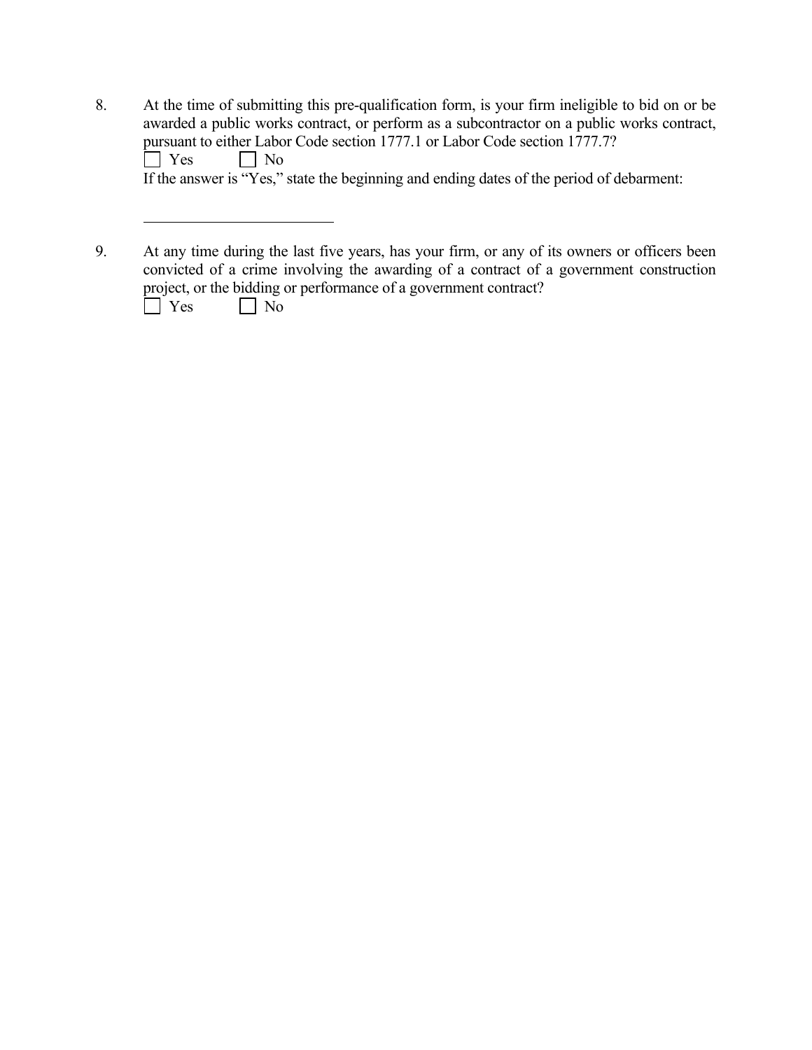8. At the time of submitting this pre-qualification form, is your firm ineligible to bid on or be awarded a public works contract, or perform as a subcontractor on a public works contract, pursuant to either Labor Code section 1777.1 or Labor Code section 1777.7?

   ☐ Yes ☐ No

   If the answer is "Yes," state the beginning and ending dates of the period of debarment:

   ______________________________

9. At any time during the last five years, has your firm, or any of its owners or officers been convicted of a crime involving the awarding of a contract of a government construction project, or the bidding or performance of a government contract?

   ☐ Yes ☐ No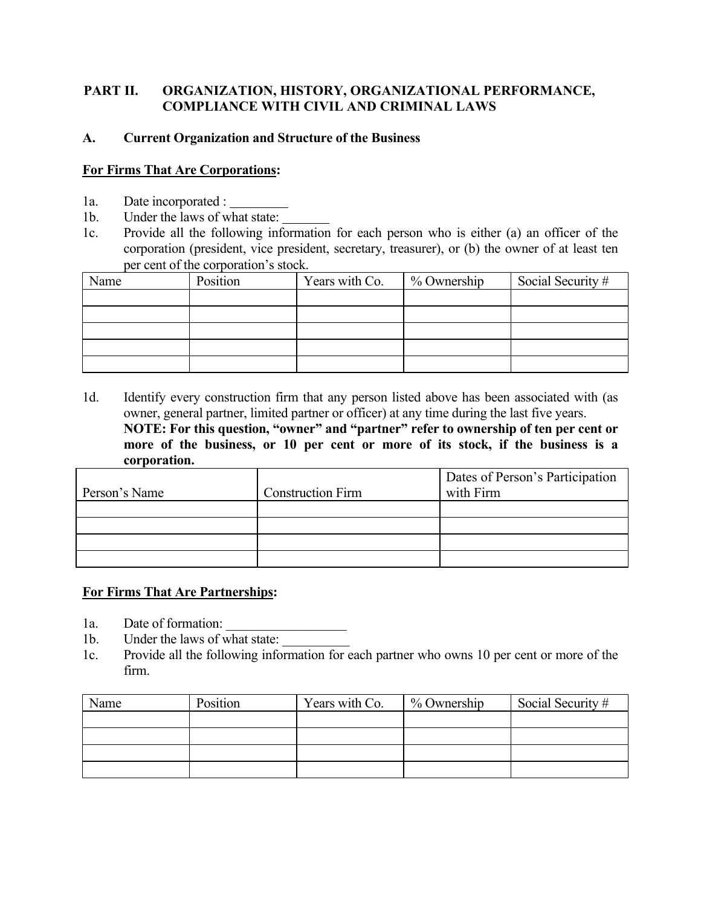## PART II. ORGANIZATION, HISTORY, ORGANIZATIONAL PERFORMANCE, COMPLIANCE WITH CIVIL AND CRIMINAL LAWS

### A. Current Organization and Structure of the Business

**For Firms That Are Corporations:**

1a. Date incorporated : _________

1b. Under the laws of what state: _______

1c. Provide all the following information for each person who is either (a) an officer of the corporation (president, vice president, secretary, treasurer), or (b) the owner of at least ten per cent of the corporation's stock.

| Name | Position | Years with Co. | % Ownership | Social Security # |
|---|---|---|---|---|
| | | | | |
| | | | | |
| | | | | |
| | | | | |
| | | | | |

1d. Identify every construction firm that any person listed above has been associated with (as owner, general partner, limited partner or officer) at any time during the last five years. **NOTE: For this question, "owner" and "partner" refer to ownership of ten per cent or more of the business, or 10 per cent or more of its stock, if the business is a corporation.**

| Person's Name | Construction Firm | Dates of Person's Participation with Firm |
|---|---|---|
| | | |
| | | |
| | | |
| | | |

**For Firms That Are Partnerships:**

1a. Date of formation: __________________

1b. Under the laws of what state: __________

1c. Provide all the following information for each partner who owns 10 per cent or more of the firm.

| Name | Position | Years with Co. | % Ownership | Social Security # |
|---|---|---|---|---|
| | | | | |
| | | | | |
| | | | | |
| | | | | |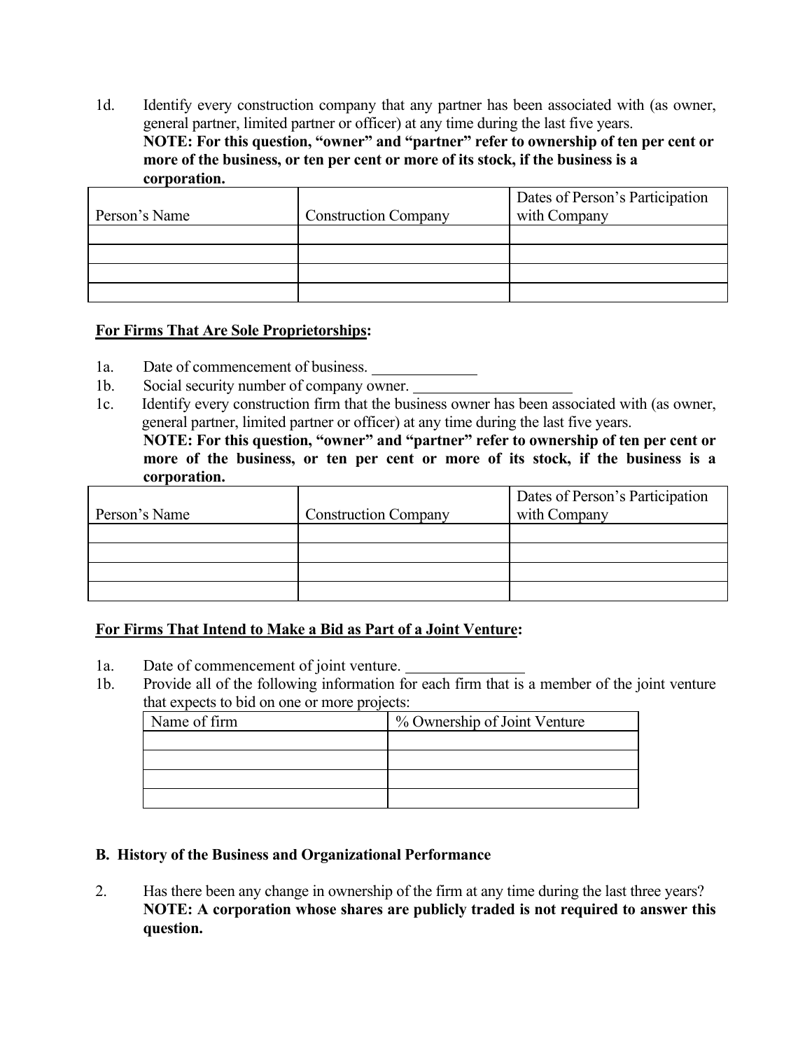1d. Identify every construction company that any partner has been associated with (as owner, general partner, limited partner or officer) at any time during the last five years.
**NOTE: For this question, "owner" and "partner" refer to ownership of ten per cent or more of the business, or ten per cent or more of its stock, if the business is a corporation.**

| Person's Name | Construction Company | Dates of Person's Participation with Company |
|---|---|---|
| | | |
| | | |
| | | |
| | | |

**<u>For Firms That Are Sole Proprietorships</u>:**

1a. Date of commencement of business. _____________

1b. Social security number of company owner. ____________________

1c. Identify every construction firm that the business owner has been associated with (as owner, general partner, limited partner or officer) at any time during the last five years.
**NOTE: For this question, "owner" and "partner" refer to ownership of ten per cent or more of the business, or ten per cent or more of its stock, if the business is a corporation.**

| Person's Name | Construction Company | Dates of Person's Participation with Company |
|---|---|---|
| | | |
| | | |
| | | |
| | | |

**<u>For Firms That Intend to Make a Bid as Part of a Joint Venture</u>:**

1a. Date of commencement of joint venture. _______________

1b. Provide all of the following information for each firm that is a member of the joint venture that expects to bid on one or more projects:

| Name of firm | % Ownership of Joint Venture |
|---|---|
| | |
| | |
| | |
| | |

**B. History of the Business and Organizational Performance**

2. Has there been any change in ownership of the firm at any time during the last three years?
**NOTE: A corporation whose shares are publicly traded is not required to answer this question.**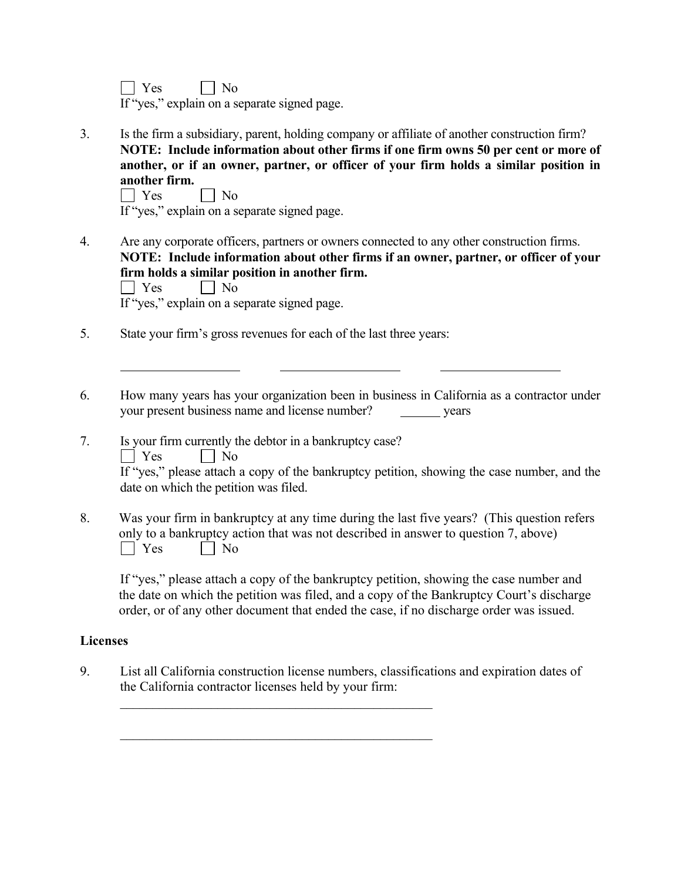☐ Yes ☐ No

If "yes," explain on a separate signed page.

3. Is the firm a subsidiary, parent, holding company or affiliate of another construction firm? **NOTE: Include information about other firms if one firm owns 50 per cent or more of another, or if an owner, partner, or officer of your firm holds a similar position in another firm.**

   ☐ Yes ☐ No

   If "yes," explain on a separate signed page.

4. Are any corporate officers, partners or owners connected to any other construction firms. **NOTE: Include information about other firms if an owner, partner, or officer of your firm holds a similar position in another firm.**

   ☐ Yes ☐ No

   If "yes," explain on a separate signed page.

5. State your firm's gross revenues for each of the last three years:

   \_\_\_\_\_\_\_\_\_\_\_\_\_\_\_\_\_\_ \_\_\_\_\_\_\_\_\_\_\_\_\_\_\_\_\_\_ \_\_\_\_\_\_\_\_\_\_\_\_\_\_\_\_\_\_

6. How many years has your organization been in business in California as a contractor under your present business name and license number? \_\_\_\_\_\_ years

7. Is your firm currently the debtor in a bankruptcy case?

   ☐ Yes ☐ No

   If "yes," please attach a copy of the bankruptcy petition, showing the case number, and the date on which the petition was filed.

8. Was your firm in bankruptcy at any time during the last five years? (This question refers only to a bankruptcy action that was not described in answer to question 7, above)

   ☐ Yes ☐ No

   If "yes," please attach a copy of the bankruptcy petition, showing the case number and the date on which the petition was filed, and a copy of the Bankruptcy Court's discharge order, or of any other document that ended the case, if no discharge order was issued.

**Licenses**

9. List all California construction license numbers, classifications and expiration dates of the California contractor licenses held by your firm:

   \_\_\_\_\_\_\_\_\_\_\_\_\_\_\_\_\_\_\_\_\_\_\_\_\_\_\_\_\_\_\_\_\_\_\_\_\_\_\_\_\_\_\_\_\_\_\_\_

   \_\_\_\_\_\_\_\_\_\_\_\_\_\_\_\_\_\_\_\_\_\_\_\_\_\_\_\_\_\_\_\_\_\_\_\_\_\_\_\_\_\_\_\_\_\_\_\_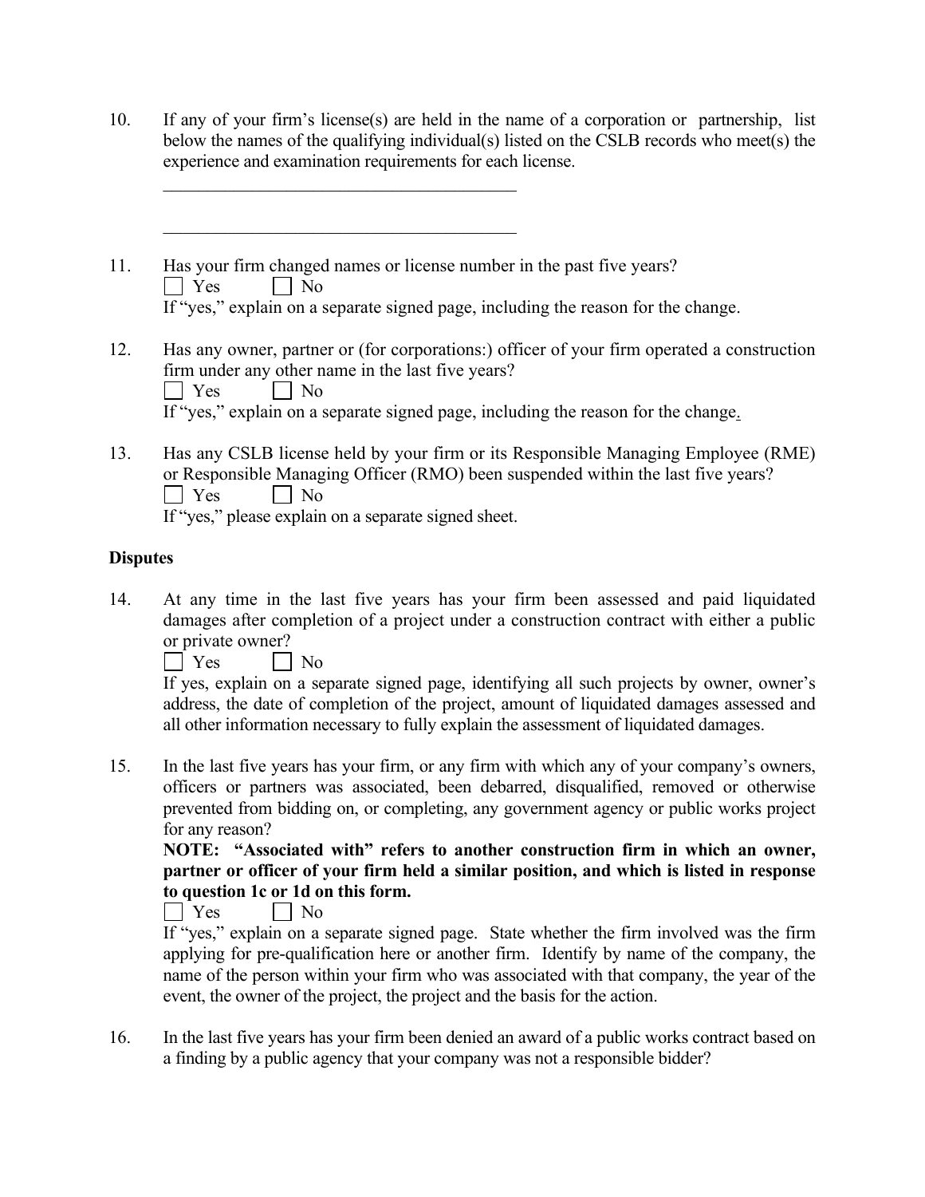10. If any of your firm's license(s) are held in the name of a corporation or partnership, list below the names of the qualifying individual(s) listed on the CSLB records who meet(s) the experience and examination requirements for each license.

    ________________________________________

    ________________________________________

11. Has your firm changed names or license number in the past five years?
    ☐ Yes ☐ No
    If "yes," explain on a separate signed page, including the reason for the change.

12. Has any owner, partner or (for corporations:) officer of your firm operated a construction firm under any other name in the last five years?
    ☐ Yes ☐ No
    If "yes," explain on a separate signed page, including the reason for the change.

13. Has any CSLB license held by your firm or its Responsible Managing Employee (RME) or Responsible Managing Officer (RMO) been suspended within the last five years?
    ☐ Yes ☐ No
    If "yes," please explain on a separate signed sheet.

**Disputes**

14. At any time in the last five years has your firm been assessed and paid liquidated damages after completion of a project under a construction contract with either a public or private owner?
    ☐ Yes ☐ No
    If yes, explain on a separate signed page, identifying all such projects by owner, owner's address, the date of completion of the project, amount of liquidated damages assessed and all other information necessary to fully explain the assessment of liquidated damages.

15. In the last five years has your firm, or any firm with which any of your company's owners, officers or partners was associated, been debarred, disqualified, removed or otherwise prevented from bidding on, or completing, any government agency or public works project for any reason?
    **NOTE: "Associated with" refers to another construction firm in which an owner, partner or officer of your firm held a similar position, and which is listed in response to question 1c or 1d on this form.**
    ☐ Yes ☐ No
    If "yes," explain on a separate signed page. State whether the firm involved was the firm applying for pre-qualification here or another firm. Identify by name of the company, the name of the person within your firm who was associated with that company, the year of the event, the owner of the project, the project and the basis for the action.

16. In the last five years has your firm been denied an award of a public works contract based on a finding by a public agency that your company was not a responsible bidder?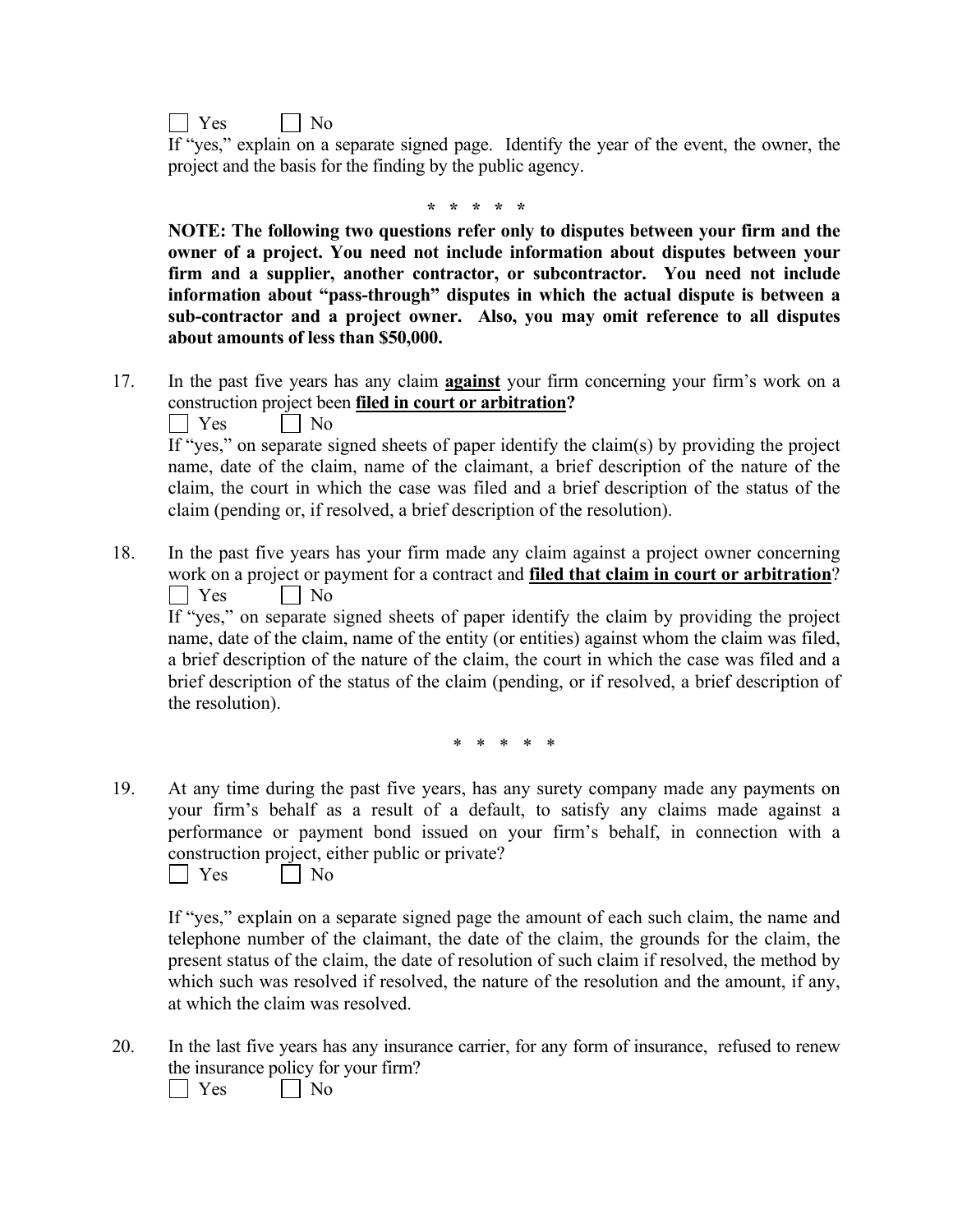☐ Yes ☐ No

If "yes," explain on a separate signed page. Identify the year of the event, the owner, the project and the basis for the finding by the public agency.

\* \* \* \* \*

**NOTE: The following two questions refer only to disputes between your firm and the owner of a project. You need not include information about disputes between your firm and a supplier, another contractor, or subcontractor. You need not include information about "pass-through" disputes in which the actual dispute is between a sub-contractor and a project owner. Also, you may omit reference to all disputes about amounts of less than $50,000.**

17. In the past five years has any claim **<u>against</u>** your firm concerning your firm's work on a construction project been **<u>filed in court or arbitration</u>?**

    ☐ Yes ☐ No

    If "yes," on separate signed sheets of paper identify the claim(s) by providing the project name, date of the claim, name of the claimant, a brief description of the nature of the claim, the court in which the case was filed and a brief description of the status of the claim (pending or, if resolved, a brief description of the resolution).

18. In the past five years has your firm made any claim against a project owner concerning work on a project or payment for a contract and **<u>filed that claim in court or arbitration</u>**?

    ☐ Yes ☐ No

    If "yes," on separate signed sheets of paper identify the claim by providing the project name, date of the claim, name of the entity (or entities) against whom the claim was filed, a brief description of the nature of the claim, the court in which the case was filed and a brief description of the status of the claim (pending, or if resolved, a brief description of the resolution).

\* \* \* \* \*

19. At any time during the past five years, has any surety company made any payments on your firm's behalf as a result of a default, to satisfy any claims made against a performance or payment bond issued on your firm's behalf, in connection with a construction project, either public or private?

    ☐ Yes ☐ No

    If "yes," explain on a separate signed page the amount of each such claim, the name and telephone number of the claimant, the date of the claim, the grounds for the claim, the present status of the claim, the date of resolution of such claim if resolved, the method by which such was resolved if resolved, the nature of the resolution and the amount, if any, at which the claim was resolved.

20. In the last five years has any insurance carrier, for any form of insurance, refused to renew the insurance policy for your firm?

    ☐ Yes ☐ No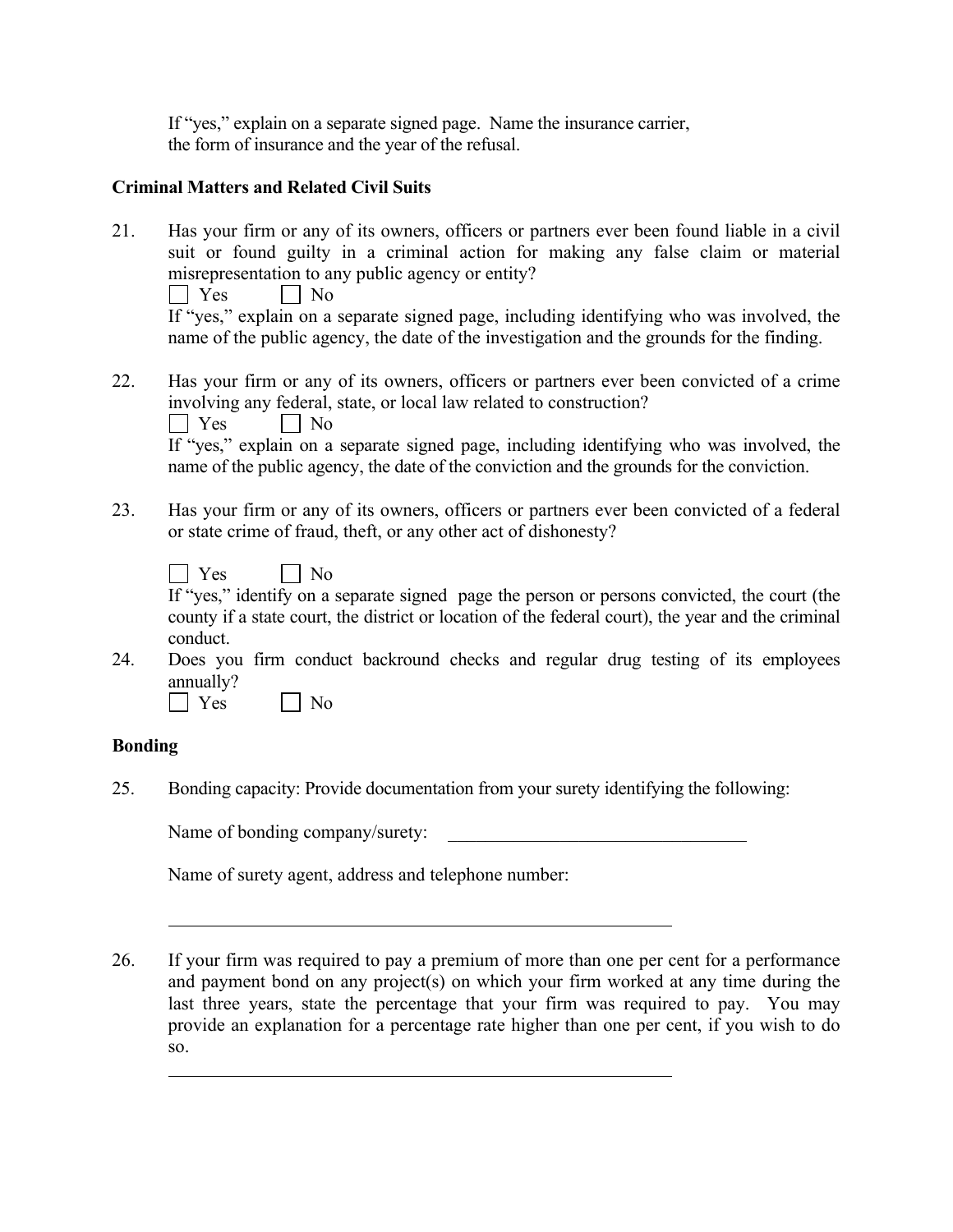If "yes," explain on a separate signed page. Name the insurance carrier, the form of insurance and the year of the refusal.

**Criminal Matters and Related Civil Suits**

21. Has your firm or any of its owners, officers or partners ever been found liable in a civil suit or found guilty in a criminal action for making any false claim or material misrepresentation to any public agency or entity?

    ☐ Yes ☐ No

    If "yes," explain on a separate signed page, including identifying who was involved, the name of the public agency, the date of the investigation and the grounds for the finding.

22. Has your firm or any of its owners, officers or partners ever been convicted of a crime involving any federal, state, or local law related to construction?

    ☐ Yes ☐ No

    If "yes," explain on a separate signed page, including identifying who was involved, the name of the public agency, the date of the conviction and the grounds for the conviction.

23. Has your firm or any of its owners, officers or partners ever been convicted of a federal or state crime of fraud, theft, or any other act of dishonesty?

    ☐ Yes ☐ No

    If "yes," identify on a separate signed page the person or persons convicted, the court (the county if a state court, the district or location of the federal court), the year and the criminal conduct.

24. Does you firm conduct backround checks and regular drug testing of its employees annually?

    ☐ Yes ☐ No

**Bonding**

25. Bonding capacity: Provide documentation from your surety identifying the following:

    Name of bonding company/surety: ________________________________

    Name of surety agent, address and telephone number:

    ________________________________________________________

26. If your firm was required to pay a premium of more than one per cent for a performance and payment bond on any project(s) on which your firm worked at any time during the last three years, state the percentage that your firm was required to pay. You may provide an explanation for a percentage rate higher than one per cent, if you wish to do so.

    ________________________________________________________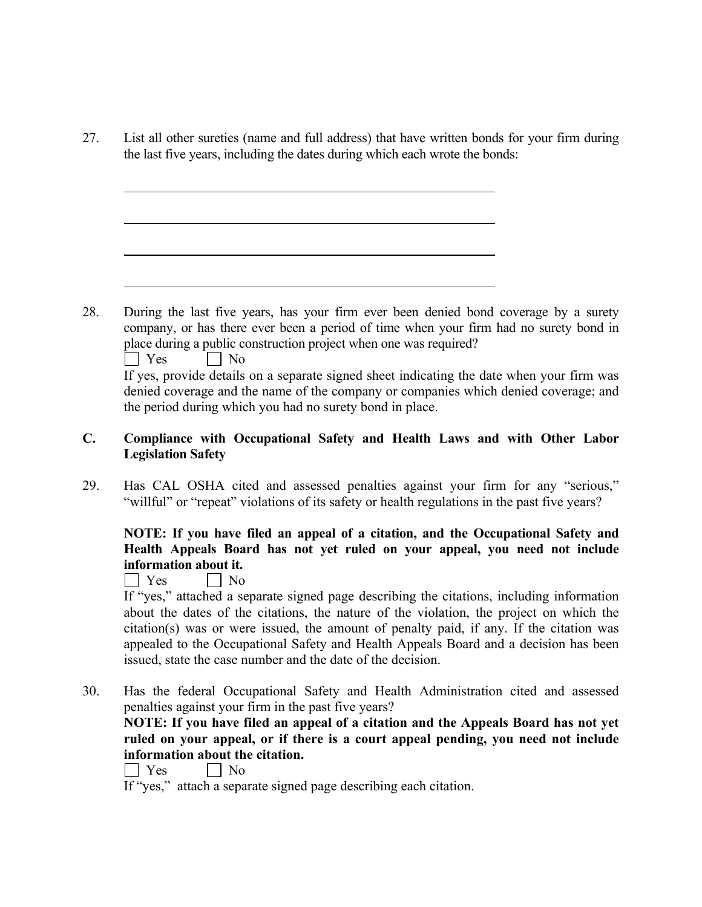27. List all other sureties (name and full address) that have written bonds for your firm during the last five years, including the dates during which each wrote the bonds:

\_\_\_\_\_\_\_\_\_\_\_\_\_\_\_\_\_\_\_\_\_\_\_\_\_\_\_\_\_\_\_\_\_\_\_\_\_\_\_\_\_\_\_\_\_\_\_\_\_\_\_\_

\_\_\_\_\_\_\_\_\_\_\_\_\_\_\_\_\_\_\_\_\_\_\_\_\_\_\_\_\_\_\_\_\_\_\_\_\_\_\_\_\_\_\_\_\_\_\_\_\_\_\_\_

\_\_\_\_\_\_\_\_\_\_\_\_\_\_\_\_\_\_\_\_\_\_\_\_\_\_\_\_\_\_\_\_\_\_\_\_\_\_\_\_\_\_\_\_\_\_\_\_\_\_\_\_

\_\_\_\_\_\_\_\_\_\_\_\_\_\_\_\_\_\_\_\_\_\_\_\_\_\_\_\_\_\_\_\_\_\_\_\_\_\_\_\_\_\_\_\_\_\_\_\_\_\_\_\_

28. During the last five years, has your firm ever been denied bond coverage by a surety company, or has there ever been a period of time when your firm had no surety bond in place during a public construction project when one was required?

☐ Yes ☐ No

If yes, provide details on a separate signed sheet indicating the date when your firm was denied coverage and the name of the company or companies which denied coverage; and the period during which you had no surety bond in place.

## C. Compliance with Occupational Safety and Health Laws and with Other Labor Legislation Safety

29. Has CAL OSHA cited and assessed penalties against your firm for any "serious," "willful" or "repeat" violations of its safety or health regulations in the past five years?

**NOTE: If you have filed an appeal of a citation, and the Occupational Safety and Health Appeals Board has not yet ruled on your appeal, you need not include information about it.**

☐ Yes ☐ No

If "yes," attached a separate signed page describing the citations, including information about the dates of the citations, the nature of the violation, the project on which the citation(s) was or were issued, the amount of penalty paid, if any. If the citation was appealed to the Occupational Safety and Health Appeals Board and a decision has been issued, state the case number and the date of the decision.

30. Has the federal Occupational Safety and Health Administration cited and assessed penalties against your firm in the past five years?

**NOTE: If you have filed an appeal of a citation and the Appeals Board has not yet ruled on your appeal, or if there is a court appeal pending, you need not include information about the citation.**

☐ Yes ☐ No

If "yes," attach a separate signed page describing each citation.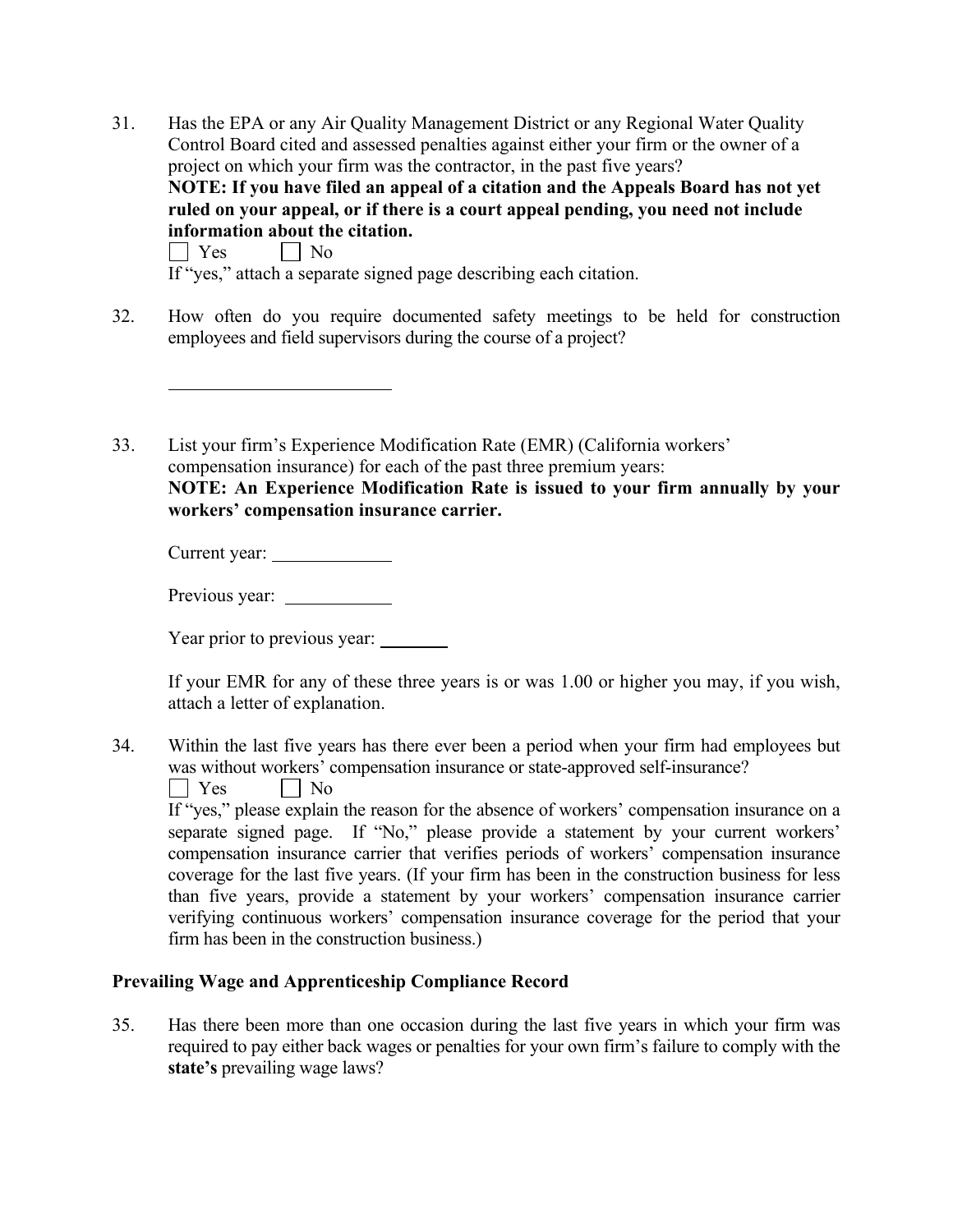31. Has the EPA or any Air Quality Management District or any Regional Water Quality Control Board cited and assessed penalties against either your firm or the owner of a project on which your firm was the contractor, in the past five years?
   **NOTE: If you have filed an appeal of a citation and the Appeals Board has not yet ruled on your appeal, or if there is a court appeal pending, you need not include information about the citation.**
   ☐ Yes ☐ No
   If "yes," attach a separate signed page describing each citation.

32. How often do you require documented safety meetings to be held for construction employees and field supervisors during the course of a project?

   ______________________

33. List your firm's Experience Modification Rate (EMR) (California workers' compensation insurance) for each of the past three premium years:
   **NOTE: An Experience Modification Rate is issued to your firm annually by your workers' compensation insurance carrier.**

   Current year: ____________

   Previous year: ___________

   Year prior to previous year: _______

   If your EMR for any of these three years is or was 1.00 or higher you may, if you wish, attach a letter of explanation.

34. Within the last five years has there ever been a period when your firm had employees but was without workers' compensation insurance or state-approved self-insurance?
   ☐ Yes ☐ No
   If "yes," please explain the reason for the absence of workers' compensation insurance on a separate signed page. If "No," please provide a statement by your current workers' compensation insurance carrier that verifies periods of workers' compensation insurance coverage for the last five years. (If your firm has been in the construction business for less than five years, provide a statement by your workers' compensation insurance carrier verifying continuous workers' compensation insurance coverage for the period that your firm has been in the construction business.)

### Prevailing Wage and Apprenticeship Compliance Record

35. Has there been more than one occasion during the last five years in which your firm was required to pay either back wages or penalties for your own firm's failure to comply with the **state's** prevailing wage laws?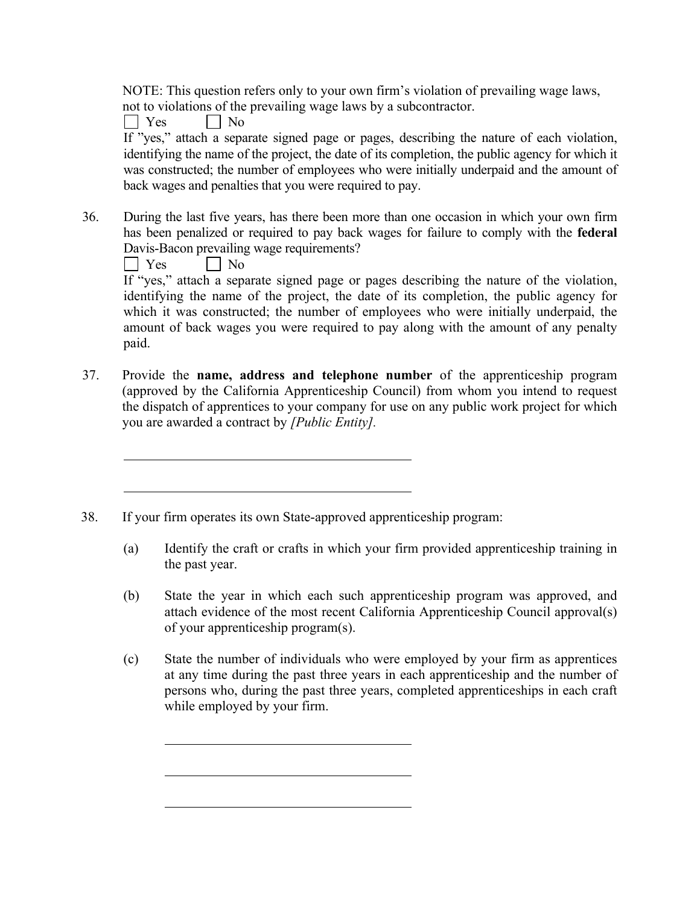NOTE: This question refers only to your own firm's violation of prevailing wage laws, not to violations of the prevailing wage laws by a subcontractor.

☐ Yes ☐ No

If "yes," attach a separate signed page or pages, describing the nature of each violation, identifying the name of the project, the date of its completion, the public agency for which it was constructed; the number of employees who were initially underpaid and the amount of back wages and penalties that you were required to pay.

36. During the last five years, has there been more than one occasion in which your own firm has been penalized or required to pay back wages for failure to comply with the **federal** Davis-Bacon prevailing wage requirements?

    ☐ Yes ☐ No

    If "yes," attach a separate signed page or pages describing the nature of the violation, identifying the name of the project, the date of its completion, the public agency for which it was constructed; the number of employees who were initially underpaid, the amount of back wages you were required to pay along with the amount of any penalty paid.

37. Provide the **name, address and telephone number** of the apprenticeship program (approved by the California Apprenticeship Council) from whom you intend to request the dispatch of apprentices to your company for use on any public work project for which you are awarded a contract by *[Public Entity]*.

    \_\_\_\_\_\_\_\_\_\_\_\_\_\_\_\_\_\_\_\_\_\_\_\_\_\_\_\_\_\_\_\_\_\_\_\_\_\_\_\_

    \_\_\_\_\_\_\_\_\_\_\_\_\_\_\_\_\_\_\_\_\_\_\_\_\_\_\_\_\_\_\_\_\_\_\_\_\_\_\_\_

38. If your firm operates its own State-approved apprenticeship program:

    (a) Identify the craft or crafts in which your firm provided apprenticeship training in the past year.

    (b) State the year in which each such apprenticeship program was approved, and attach evidence of the most recent California Apprenticeship Council approval(s) of your apprenticeship program(s).

    (c) State the number of individuals who were employed by your firm as apprentices at any time during the past three years in each apprenticeship and the number of persons who, during the past three years, completed apprenticeships in each craft while employed by your firm.

    \_\_\_\_\_\_\_\_\_\_\_\_\_\_\_\_\_\_\_\_\_\_\_\_\_\_\_\_\_\_\_\_\_\_\_\_\_\_\_\_

    \_\_\_\_\_\_\_\_\_\_\_\_\_\_\_\_\_\_\_\_\_\_\_\_\_\_\_\_\_\_\_\_\_\_\_\_\_\_\_\_

    \_\_\_\_\_\_\_\_\_\_\_\_\_\_\_\_\_\_\_\_\_\_\_\_\_\_\_\_\_\_\_\_\_\_\_\_\_\_\_\_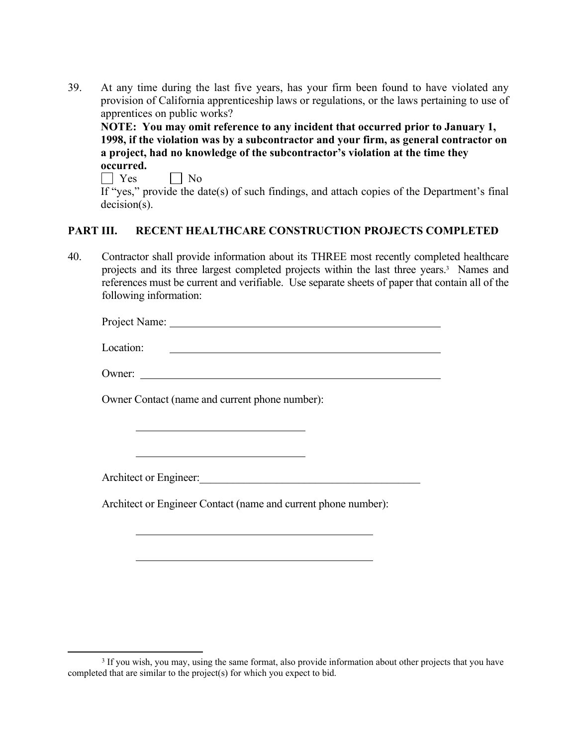39. At any time during the last five years, has your firm been found to have violated any provision of California apprenticeship laws or regulations, or the laws pertaining to use of apprentices on public works?

    **NOTE: You may omit reference to any incident that occurred prior to January 1, 1998, if the violation was by a subcontractor and your firm, as general contractor on a project, had no knowledge of the subcontractor's violation at the time they occurred.**

    ☐ Yes ☐ No

    If "yes," provide the date(s) of such findings, and attach copies of the Department's final decision(s).

## PART III. RECENT HEALTHCARE CONSTRUCTION PROJECTS COMPLETED

40. Contractor shall provide information about its THREE most recently completed healthcare projects and its three largest completed projects within the last three years.[3] Names and references must be current and verifiable. Use separate sheets of paper that contain all of the following information:

    Project Name: ______________________________________________

    Location: ______________________________________________

    Owner: ______________________________________________

    Owner Contact (name and current phone number):

    ______________________________

    ______________________________

    Architect or Engineer: ______________________________________

    Architect or Engineer Contact (name and current phone number):

    ______________________________________

    ______________________________________

---

[3] If you wish, you may, using the same format, also provide information about other projects that you have completed that are similar to the project(s) for which you expect to bid.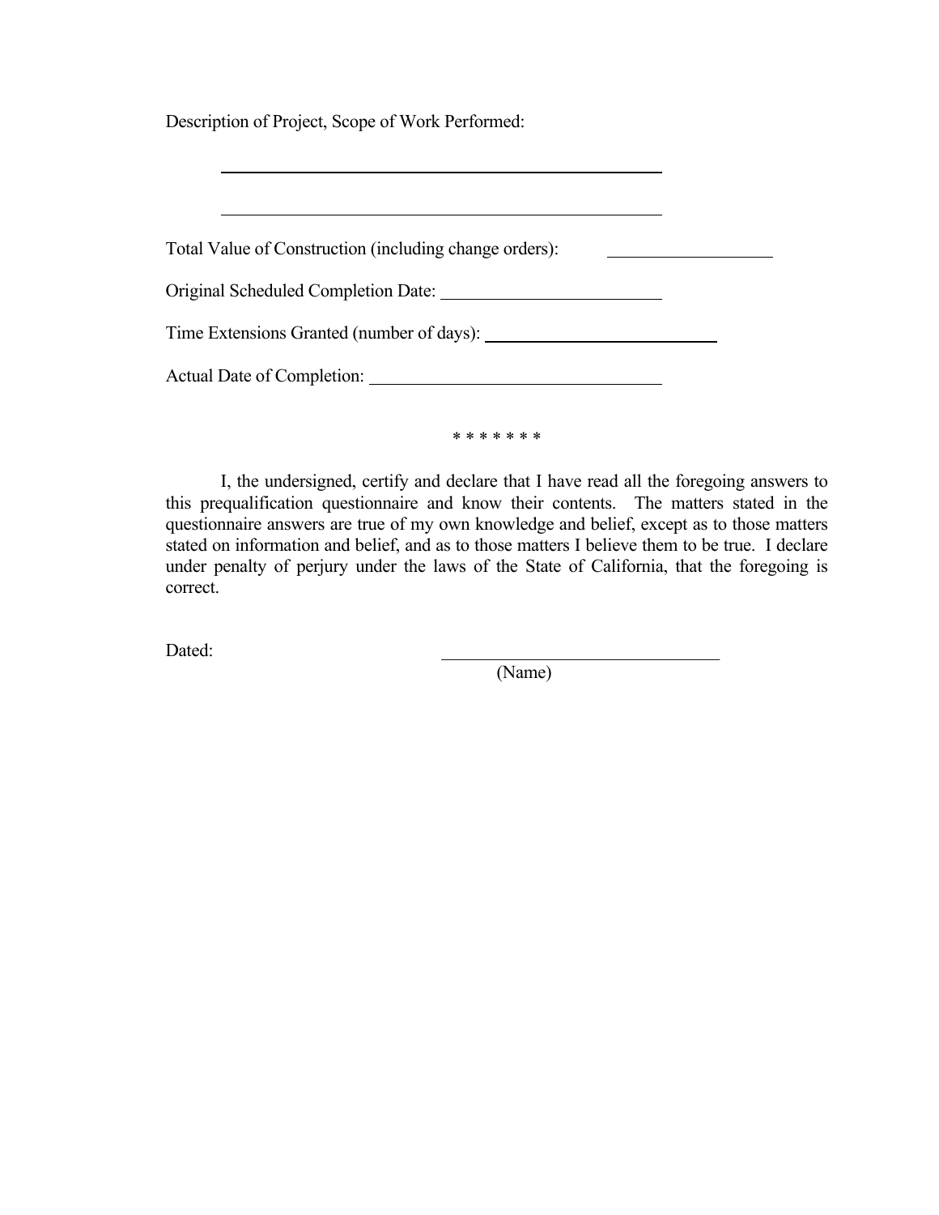Description of Project, Scope of Work Performed:

\_\_\_\_\_\_\_\_\_\_\_\_\_\_\_\_\_\_\_\_\_\_\_\_\_\_\_\_\_\_\_\_\_\_\_\_\_\_\_\_\_\_\_\_

\_\_\_\_\_\_\_\_\_\_\_\_\_\_\_\_\_\_\_\_\_\_\_\_\_\_\_\_\_\_\_\_\_\_\_\_\_\_\_\_\_\_\_\_

Total Value of Construction (including change orders): \_\_\_\_\_\_\_\_\_\_\_\_\_\_\_\_

Original Scheduled Completion Date: \_\_\_\_\_\_\_\_\_\_\_\_\_\_\_\_\_\_\_\_

Time Extensions Granted (number of days): \_\_\_\_\_\_\_\_\_\_\_\_\_\_\_\_\_\_\_\_\_\_

Actual Date of Completion: \_\_\_\_\_\_\_\_\_\_\_\_\_\_\_\_\_\_\_\_\_\_\_\_\_\_\_

\* \* \* \* \* \* \*

I, the undersigned, certify and declare that I have read all the foregoing answers to this prequalification questionnaire and know their contents. The matters stated in the questionnaire answers are true of my own knowledge and belief, except as to those matters stated on information and belief, and as to those matters I believe them to be true. I declare under penalty of perjury under the laws of the State of California, that the foregoing is correct.

Dated: \_\_\_\_\_\_\_\_\_\_\_\_\_\_\_\_\_\_\_\_\_\_\_\_\_\_\_\_

(Name)